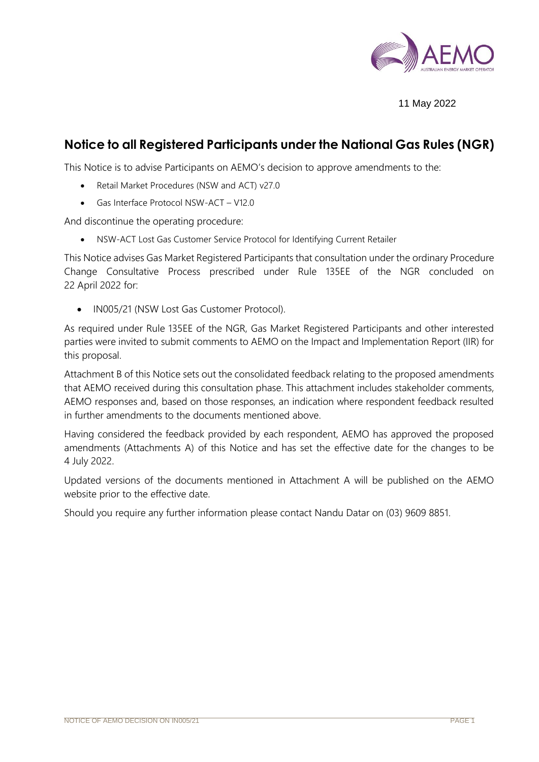11 May 2022

## Notice to all Registered Participants under the National Gas Rules (NGR)

This Notice is to advise Participants on AEMO's decision to approve amendments to the:

- Retail Market Procedures (NSW and ACT) v27.0
- Gas Interface Protocol NSW-ACT – V12.0

And discontinue the operating procedure:

- NSW-ACT Lost Gas Customer Service Protocol for Identifying Current Retailer

This Notice advises Gas Market Registered Participants that consultation under the ordinary Procedure Change Consultative Process prescribed under Rule 135EE of the NGR concluded on 22 April 2022 for:

- IN005/21 (NSW Lost Gas Customer Protocol).

As required under Rule 135EE of the NGR, Gas Market Registered Participants and other interested parties were invited to submit comments to AEMO on the Impact and Implementation Report (IIR) for this proposal.

Attachment B of this Notice sets out the consolidated feedback relating to the proposed amendments that AEMO received during this consultation phase. This attachment includes stakeholder comments, AEMO responses and, based on those responses, an indication where respondent feedback resulted in further amendments to the documents mentioned above.

Having considered the feedback provided by each respondent, AEMO has approved the proposed amendments (Attachments A) of this Notice and has set the effective date for the changes to be 4 July 2022.

Updated versions of the documents mentioned in Attachment A will be published on the AEMO website prior to the effective date.

Should you require any further information please contact Nandu Datar on (03) 9609 8851.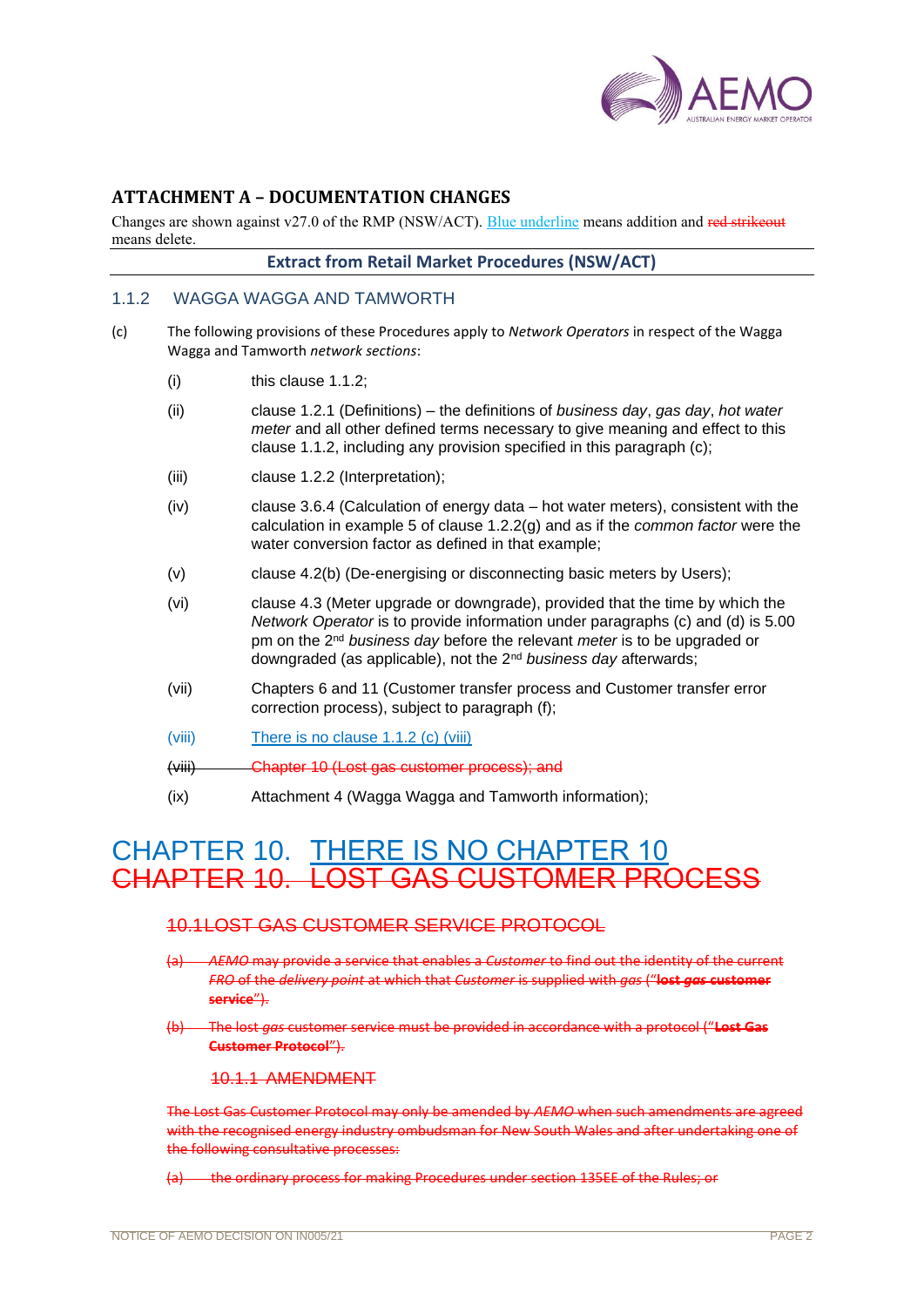## ATTACHMENT A – DOCUMENTATION CHANGES

Changes are shown against v27.0 of the RMP (NSW/ACT). Blue underline means addition and ~~red strikeout~~ means delete.

**Extract from Retail Market Procedures (NSW/ACT)**

### 1.1.2 WAGGA WAGGA AND TAMWORTH

(c) The following provisions of these Procedures apply to *Network Operators* in respect of the Wagga Wagga and Tamworth *network sections*:

(i) this clause 1.1.2;

(ii) clause 1.2.1 (Definitions) – the definitions of *business day*, *gas day*, *hot water meter* and all other defined terms necessary to give meaning and effect to this clause 1.1.2, including any provision specified in this paragraph (c);

(iii) clause 1.2.2 (Interpretation);

(iv) clause 3.6.4 (Calculation of energy data – hot water meters), consistent with the calculation in example 5 of clause 1.2.2(g) and as if the *common factor* were the water conversion factor as defined in that example;

(v) clause 4.2(b) (De-energising or disconnecting basic meters by Users);

(vi) clause 4.3 (Meter upgrade or downgrade), provided that the time by which the *Network Operator* is to provide information under paragraphs (c) and (d) is 5.00 pm on the 2nd *business day* before the relevant *meter* is to be upgraded or downgraded (as applicable), not the 2nd *business day* afterwards;

(vii) Chapters 6 and 11 (Customer transfer process and Customer transfer error correction process), subject to paragraph (f);

(viii) There is no clause 1.1.2 (c) (viii)

~~(viii) Chapter 10 (Lost gas customer process); and~~

(ix) Attachment 4 (Wagga Wagga and Tamworth information);

# CHAPTER 10. THERE IS NO CHAPTER 10

# ~~CHAPTER 10. LOST GAS CUSTOMER PROCESS~~

## ~~10.1 LOST GAS CUSTOMER SERVICE PROTOCOL~~

~~(a) *AEMO* may provide a service that enables a *Customer* to find out the identity of the current *FRO* of the *delivery point* at which that *Customer* is supplied with *gas* ("**lost *gas* customer service**").~~

~~(b) The lost *gas* customer service must be provided in accordance with a protocol ("**Lost Gas Customer Protocol**").~~

### ~~10.1.1 AMENDMENT~~

~~The Lost Gas Customer Protocol may only be amended by *AEMO* when such amendments are agreed with the recognised energy industry ombudsman for New South Wales and after undertaking one of the following consultative processes:~~

~~(a) the ordinary process for making Procedures under section 135EE of the Rules; or~~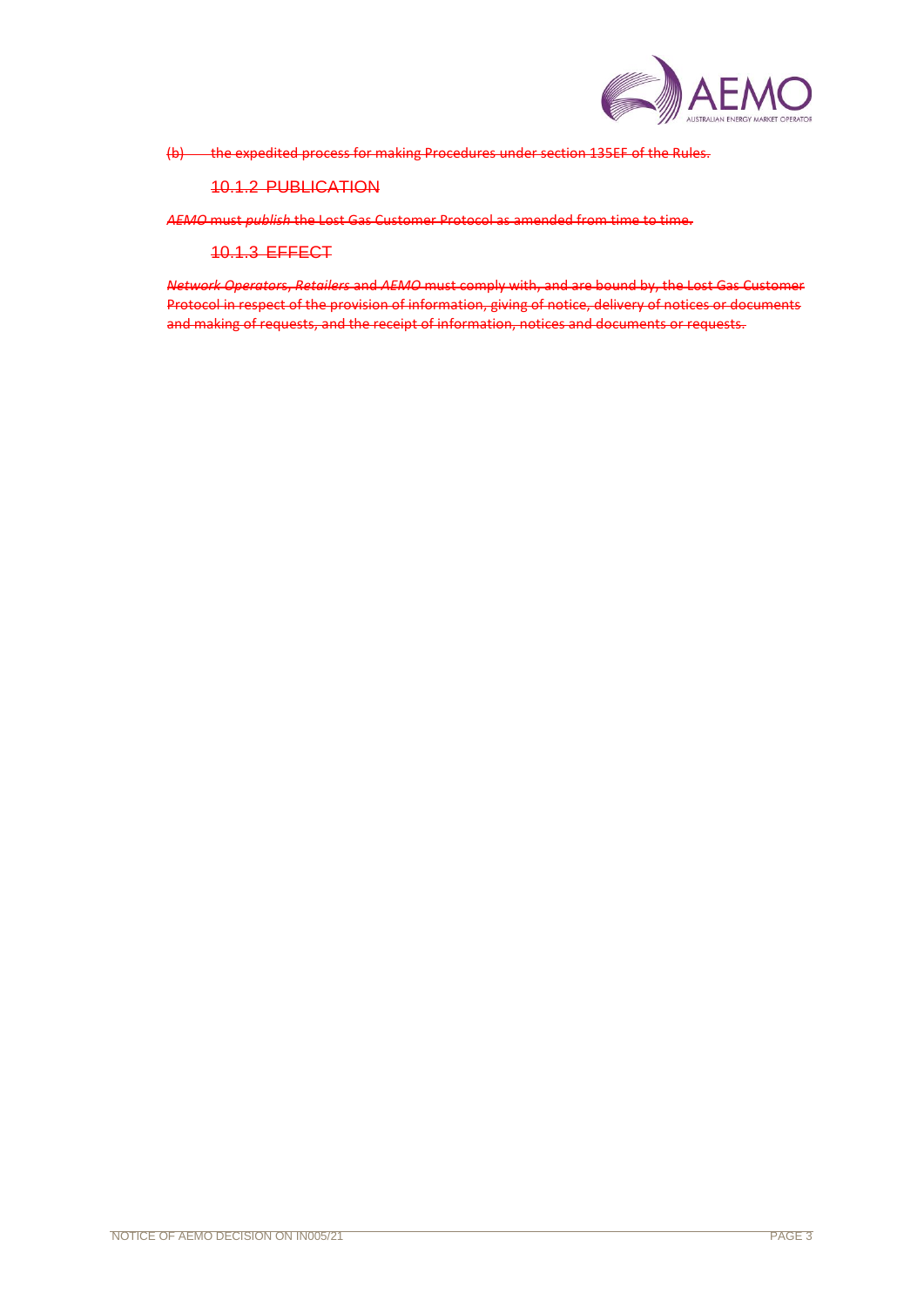~~(b) the expedited process for making Procedures under section 135EF of the Rules.~~

### ~~10.1.2 PUBLICATION~~

~~*AEMO* must *publish* the Lost Gas Customer Protocol as amended from time to time.~~

### ~~10.1.3 EFFECT~~

~~*Network Operators*, *Retailers* and *AEMO* must comply with, and are bound by, the Lost Gas Customer Protocol in respect of the provision of information, giving of notice, delivery of notices or documents and making of requests, and the receipt of information, notices and documents or requests.~~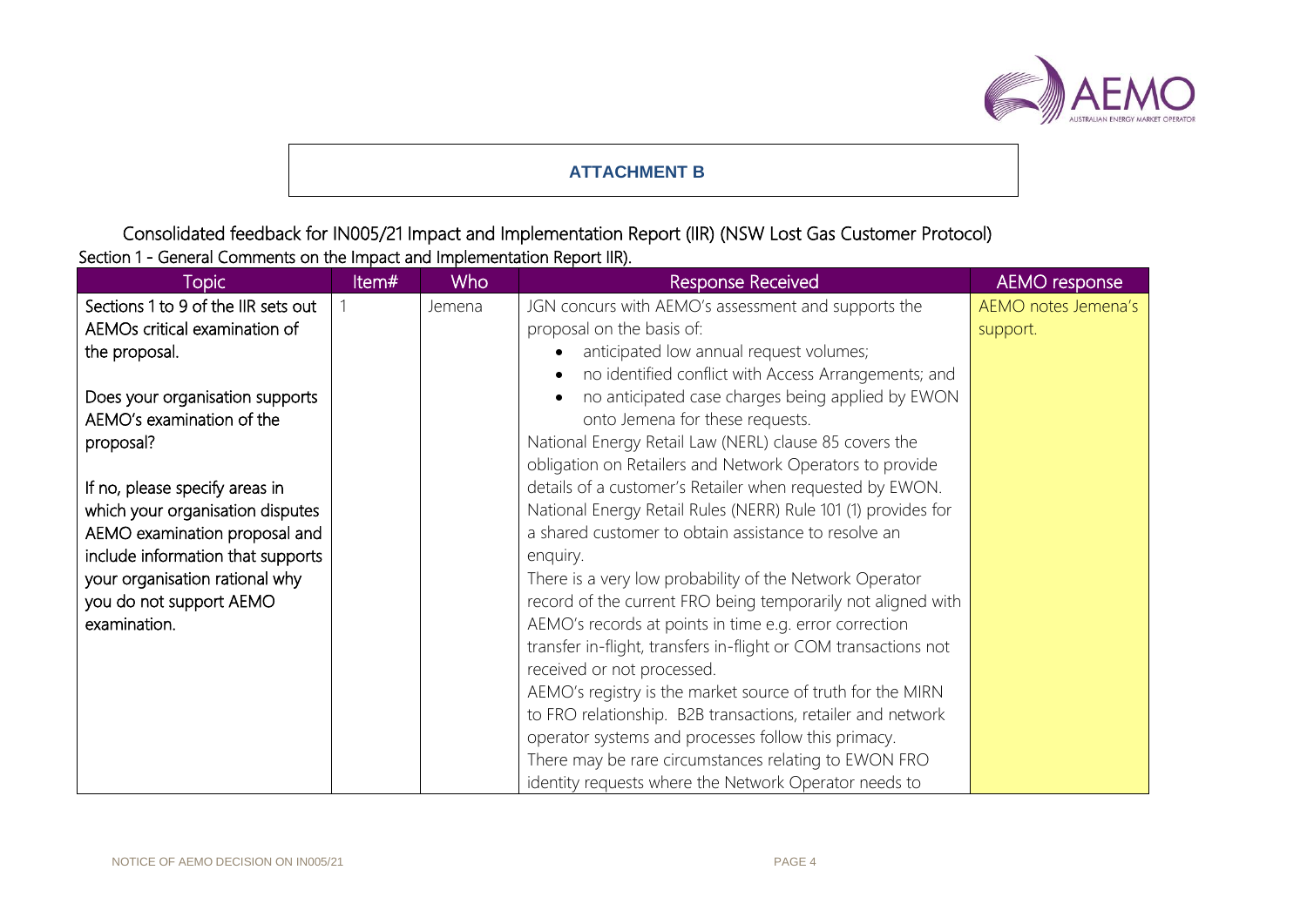**ATTACHMENT B**

## Consolidated feedback for IN005/21 Impact and Implementation Report (IIR) (NSW Lost Gas Customer Protocol)

### Section 1 - General Comments on the Impact and Implementation Report IIR).

| Topic | Item# | Who | Response Received | AEMO response |
|---|---|---|---|---|
| Sections 1 to 9 of the IIR sets out AEMOs critical examination of the proposal.<br><br>Does your organisation supports AEMO's examination of the proposal?<br><br>If no, please specify areas in which your organisation disputes AEMO examination proposal and include information that supports your organisation rational why you do not support AEMO examination. | 1 | Jemena | JGN concurs with AEMO's assessment and supports the proposal on the basis of:<br>• anticipated low annual request volumes;<br>• no identified conflict with Access Arrangements; and<br>• no anticipated case charges being applied by EWON onto Jemena for these requests.<br>National Energy Retail Law (NERL) clause 85 covers the obligation on Retailers and Network Operators to provide details of a customer's Retailer when requested by EWON.<br>National Energy Retail Rules (NERR) Rule 101 (1) provides for a shared customer to obtain assistance to resolve an enquiry.<br>There is a very low probability of the Network Operator record of the current FRO being temporarily not aligned with AEMO's records at points in time e.g. error correction transfer in-flight, transfers in-flight or COM transactions not received or not processed.<br>AEMO's registry is the market source of truth for the MIRN to FRO relationship. B2B transactions, retailer and network operator systems and processes follow this primacy.<br>There may be rare circumstances relating to EWON FRO identity requests where the Network Operator needs to | AEMO notes Jemena's support. |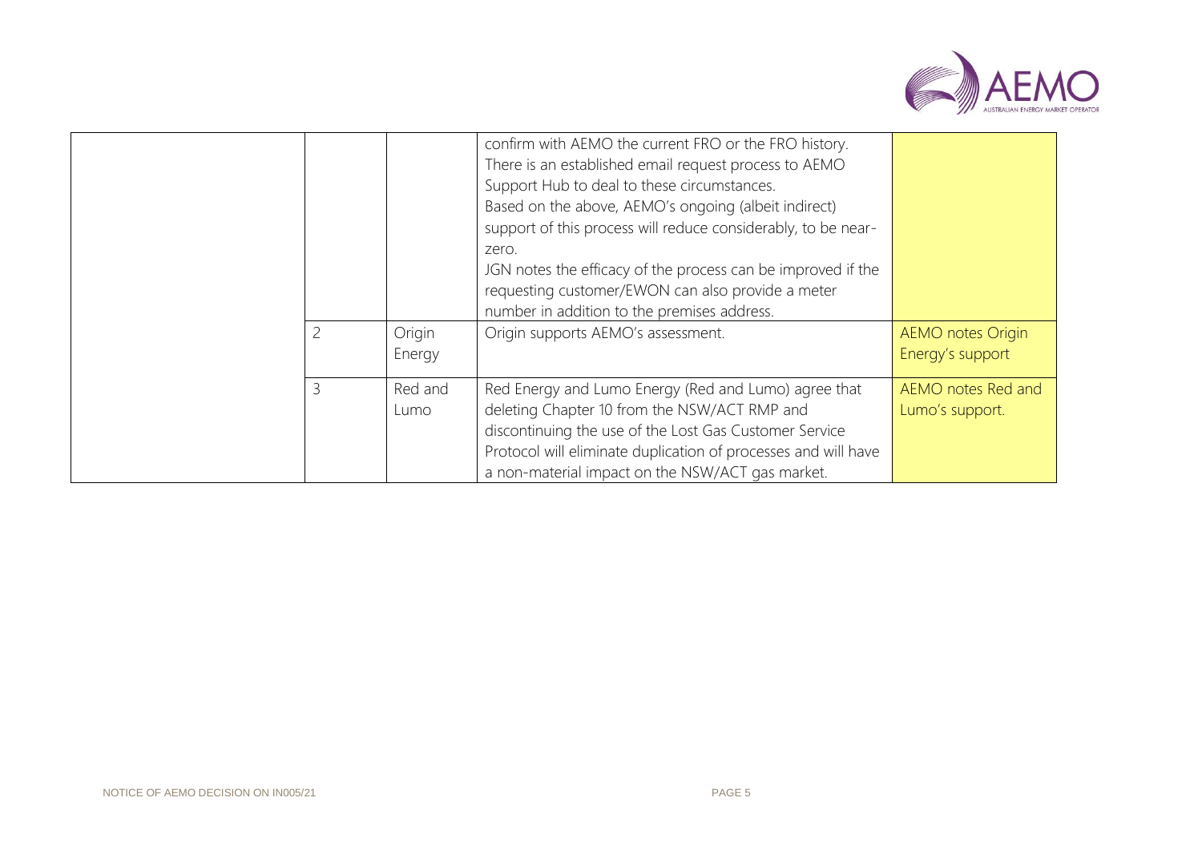| | | | | |
|---|---|---|---|---|
| | | | confirm with AEMO the current FRO or the FRO history.<br>There is an established email request process to AEMO Support Hub to deal to these circumstances.<br>Based on the above, AEMO's ongoing (albeit indirect) support of this process will reduce considerably, to be near-zero.<br>JGN notes the efficacy of the process can be improved if the requesting customer/EWON can also provide a meter number in addition to the premises address. | |
| | 2 | Origin Energy | Origin supports AEMO's assessment. | AEMO notes Origin Energy's support |
| | 3 | Red and Lumo | Red Energy and Lumo Energy (Red and Lumo) agree that deleting Chapter 10 from the NSW/ACT RMP and discontinuing the use of the Lost Gas Customer Service Protocol will eliminate duplication of processes and will have a non-material impact on the NSW/ACT gas market. | AEMO notes Red and Lumo's support. |